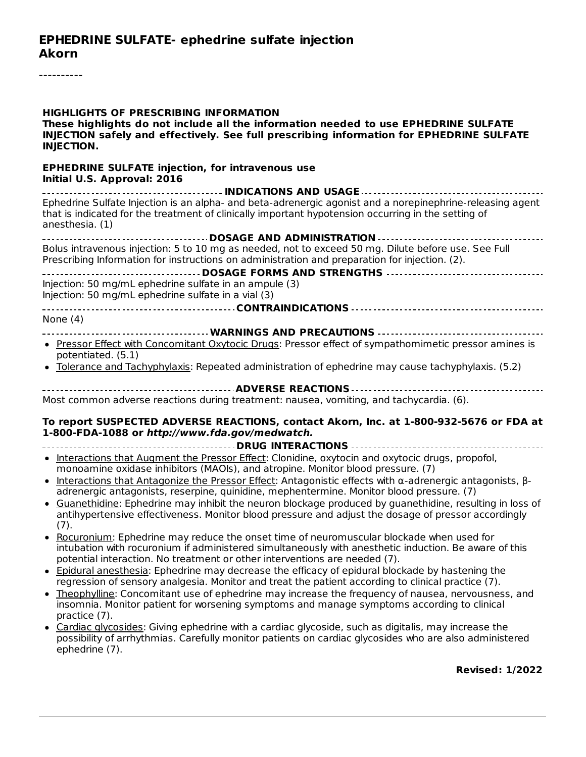# EPHEDRINE SULFATE- ephedrine sulfate injection
**Akorn**

----------

**HIGHLIGHTS OF PRESCRIBING INFORMATION**
**These highlights do not include all the information needed to use EPHEDRINE SULFATE INJECTION safely and effectively. See full prescribing information for EPHEDRINE SULFATE INJECTION.**

**EPHEDRINE SULFATE injection, for intravenous use**
**Initial U.S. Approval: 2016**

## INDICATIONS AND USAGE

Ephedrine Sulfate Injection is an alpha- and beta-adrenergic agonist and a norepinephrine-releasing agent that is indicated for the treatment of clinically important hypotension occurring in the setting of anesthesia. (1)

## DOSAGE AND ADMINISTRATION

Bolus intravenous injection: 5 to 10 mg as needed, not to exceed 50 mg. Dilute before use. See Full Prescribing Information for instructions on administration and preparation for injection. (2).

## DOSAGE FORMS AND STRENGTHS

Injection: 50 mg/mL ephedrine sulfate in an ampule (3)
Injection: 50 mg/mL ephedrine sulfate in a vial (3)

## CONTRAINDICATIONS

None (4)

## WARNINGS AND PRECAUTIONS

- Pressor Effect with Concomitant Oxytocic Drugs: Pressor effect of sympathomimetic pressor amines is potentiated. (5.1)
- Tolerance and Tachyphylaxis: Repeated administration of ephedrine may cause tachyphylaxis. (5.2)

## ADVERSE REACTIONS

Most common adverse reactions during treatment: nausea, vomiting, and tachycardia. (6).

**To report SUSPECTED ADVERSE REACTIONS, contact Akorn, Inc. at 1-800-932-5676 or FDA at 1-800-FDA-1088 or *http://www.fda.gov/medwatch.***

## DRUG INTERACTIONS

- Interactions that Augment the Pressor Effect: Clonidine, oxytocin and oxytocic drugs, propofol, monoamine oxidase inhibitors (MAOIs), and atropine. Monitor blood pressure. (7)
- Interactions that Antagonize the Pressor Effect: Antagonistic effects with α-adrenergic antagonists, β-adrenergic antagonists, reserpine, quinidine, mephentermine. Monitor blood pressure. (7)
- Guanethidine: Ephedrine may inhibit the neuron blockage produced by guanethidine, resulting in loss of antihypertensive effectiveness. Monitor blood pressure and adjust the dosage of pressor accordingly (7).
- Rocuronium: Ephedrine may reduce the onset time of neuromuscular blockade when used for intubation with rocuronium if administered simultaneously with anesthetic induction. Be aware of this potential interaction. No treatment or other interventions are needed (7).
- Epidural anesthesia: Ephedrine may decrease the efficacy of epidural blockade by hastening the regression of sensory analgesia. Monitor and treat the patient according to clinical practice (7).
- Theophylline: Concomitant use of ephedrine may increase the frequency of nausea, nervousness, and insomnia. Monitor patient for worsening symptoms and manage symptoms according to clinical practice (7).
- Cardiac glycosides: Giving ephedrine with a cardiac glycoside, such as digitalis, may increase the possibility of arrhythmias. Carefully monitor patients on cardiac glycosides who are also administered ephedrine (7).

**Revised: 1/2022**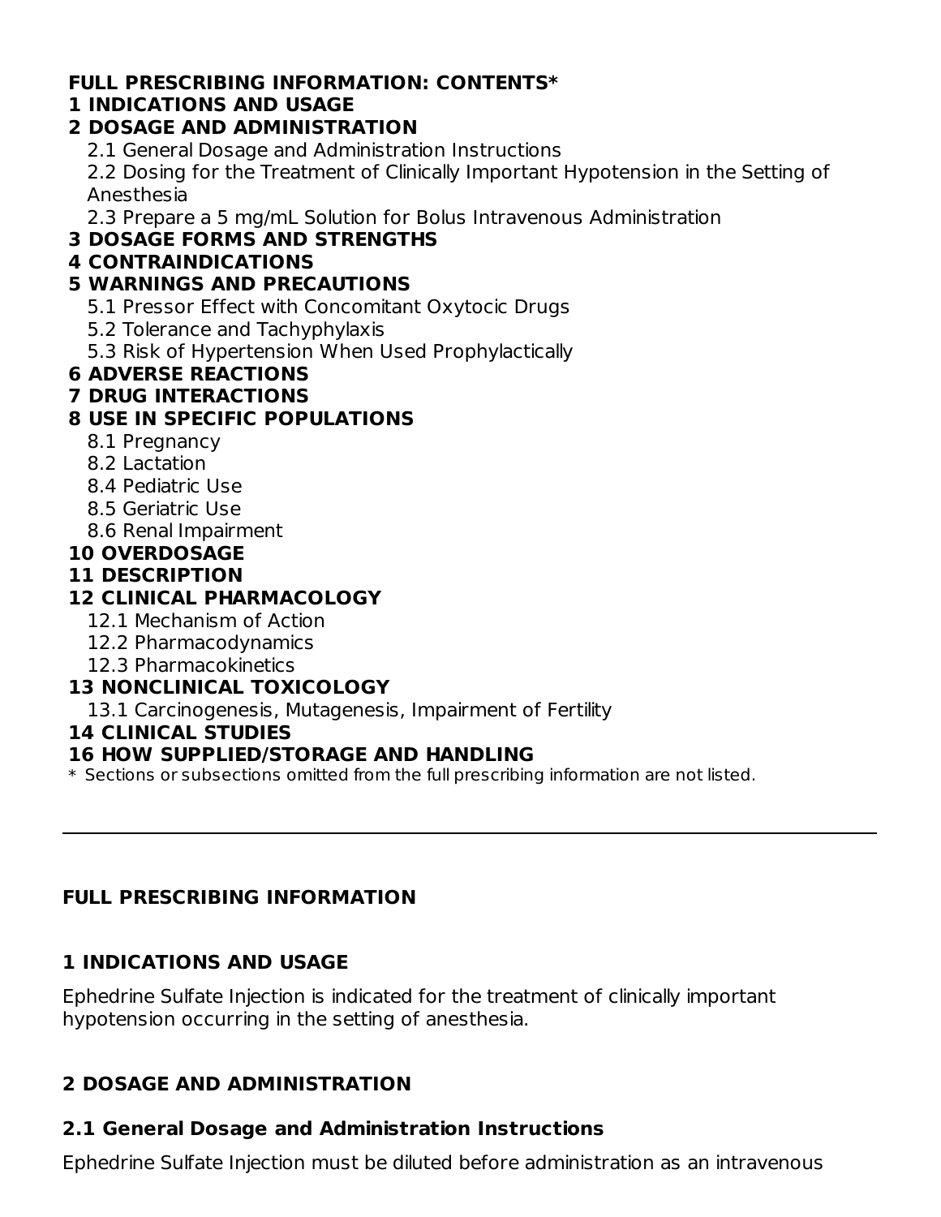**FULL PRESCRIBING INFORMATION: CONTENTS***

**1 INDICATIONS AND USAGE**

**2 DOSAGE AND ADMINISTRATION**

- 2.1 General Dosage and Administration Instructions
- 2.2 Dosing for the Treatment of Clinically Important Hypotension in the Setting of Anesthesia
- 2.3 Prepare a 5 mg/mL Solution for Bolus Intravenous Administration

**3 DOSAGE FORMS AND STRENGTHS**

**4 CONTRAINDICATIONS**

**5 WARNINGS AND PRECAUTIONS**

- 5.1 Pressor Effect with Concomitant Oxytocic Drugs
- 5.2 Tolerance and Tachyphylaxis
- 5.3 Risk of Hypertension When Used Prophylactically

**6 ADVERSE REACTIONS**

**7 DRUG INTERACTIONS**

**8 USE IN SPECIFIC POPULATIONS**

- 8.1 Pregnancy
- 8.2 Lactation
- 8.4 Pediatric Use
- 8.5 Geriatric Use
- 8.6 Renal Impairment

**10 OVERDOSAGE**

**11 DESCRIPTION**

**12 CLINICAL PHARMACOLOGY**

- 12.1 Mechanism of Action
- 12.2 Pharmacodynamics
- 12.3 Pharmacokinetics

**13 NONCLINICAL TOXICOLOGY**

- 13.1 Carcinogenesis, Mutagenesis, Impairment of Fertility

**14 CLINICAL STUDIES**

**16 HOW SUPPLIED/STORAGE AND HANDLING**

* Sections or subsections omitted from the full prescribing information are not listed.

---

# FULL PRESCRIBING INFORMATION

## 1 INDICATIONS AND USAGE

Ephedrine Sulfate Injection is indicated for the treatment of clinically important hypotension occurring in the setting of anesthesia.

## 2 DOSAGE AND ADMINISTRATION

### 2.1 General Dosage and Administration Instructions

Ephedrine Sulfate Injection must be diluted before administration as an intravenous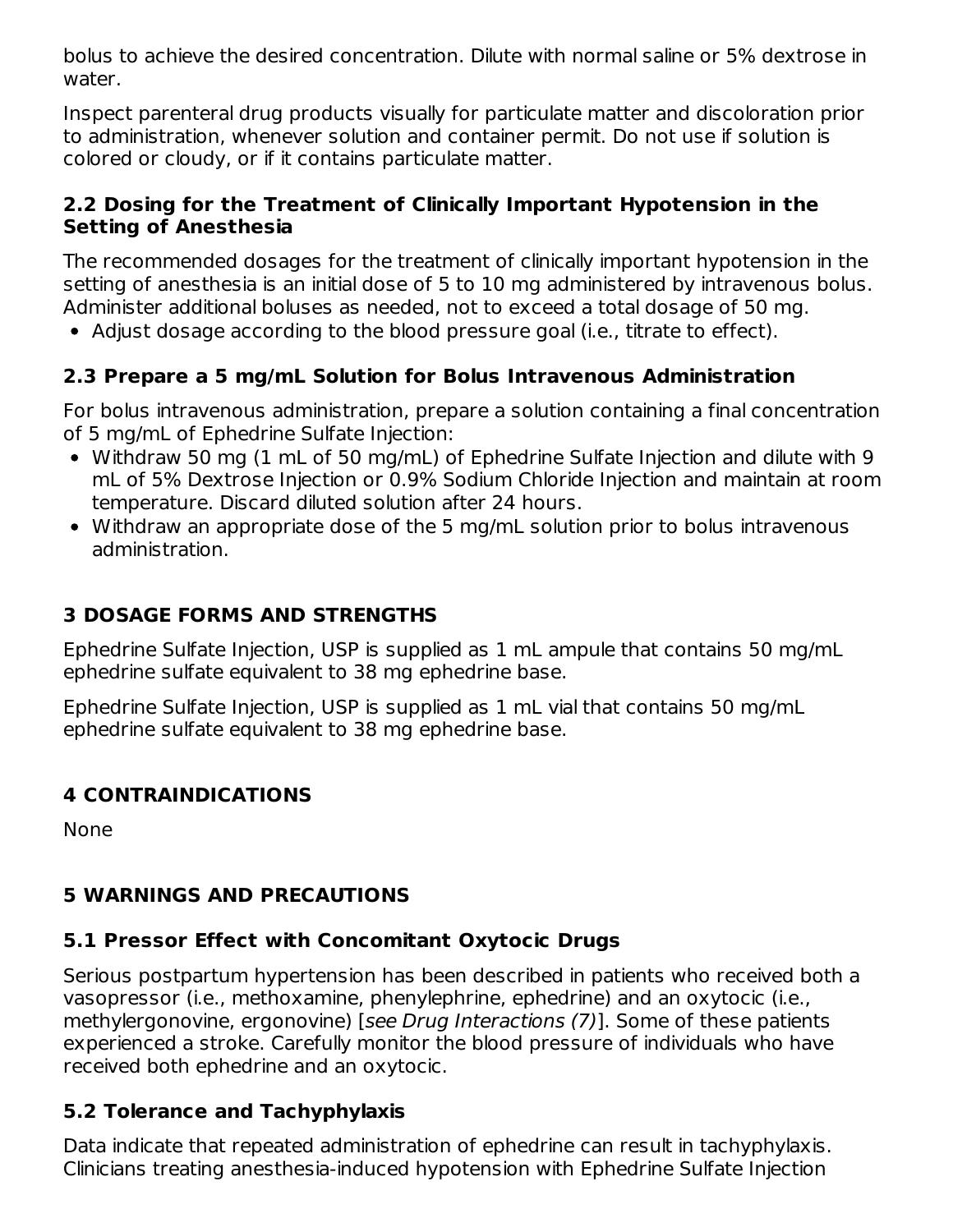bolus to achieve the desired concentration. Dilute with normal saline or 5% dextrose in water.

Inspect parenteral drug products visually for particulate matter and discoloration prior to administration, whenever solution and container permit. Do not use if solution is colored or cloudy, or if it contains particulate matter.

### 2.2 Dosing for the Treatment of Clinically Important Hypotension in the Setting of Anesthesia

The recommended dosages for the treatment of clinically important hypotension in the setting of anesthesia is an initial dose of 5 to 10 mg administered by intravenous bolus. Administer additional boluses as needed, not to exceed a total dosage of 50 mg.

- Adjust dosage according to the blood pressure goal (i.e., titrate to effect).

### 2.3 Prepare a 5 mg/mL Solution for Bolus Intravenous Administration

For bolus intravenous administration, prepare a solution containing a final concentration of 5 mg/mL of Ephedrine Sulfate Injection:

- Withdraw 50 mg (1 mL of 50 mg/mL) of Ephedrine Sulfate Injection and dilute with 9 mL of 5% Dextrose Injection or 0.9% Sodium Chloride Injection and maintain at room temperature. Discard diluted solution after 24 hours.
- Withdraw an appropriate dose of the 5 mg/mL solution prior to bolus intravenous administration.

## 3 DOSAGE FORMS AND STRENGTHS

Ephedrine Sulfate Injection, USP is supplied as 1 mL ampule that contains 50 mg/mL ephedrine sulfate equivalent to 38 mg ephedrine base.

Ephedrine Sulfate Injection, USP is supplied as 1 mL vial that contains 50 mg/mL ephedrine sulfate equivalent to 38 mg ephedrine base.

## 4 CONTRAINDICATIONS

None

## 5 WARNINGS AND PRECAUTIONS

### 5.1 Pressor Effect with Concomitant Oxytocic Drugs

Serious postpartum hypertension has been described in patients who received both a vasopressor (i.e., methoxamine, phenylephrine, ephedrine) and an oxytocic (i.e., methylergonovine, ergonovine) [*see Drug Interactions (7)*]. Some of these patients experienced a stroke. Carefully monitor the blood pressure of individuals who have received both ephedrine and an oxytocic.

### 5.2 Tolerance and Tachyphylaxis

Data indicate that repeated administration of ephedrine can result in tachyphylaxis. Clinicians treating anesthesia-induced hypotension with Ephedrine Sulfate Injection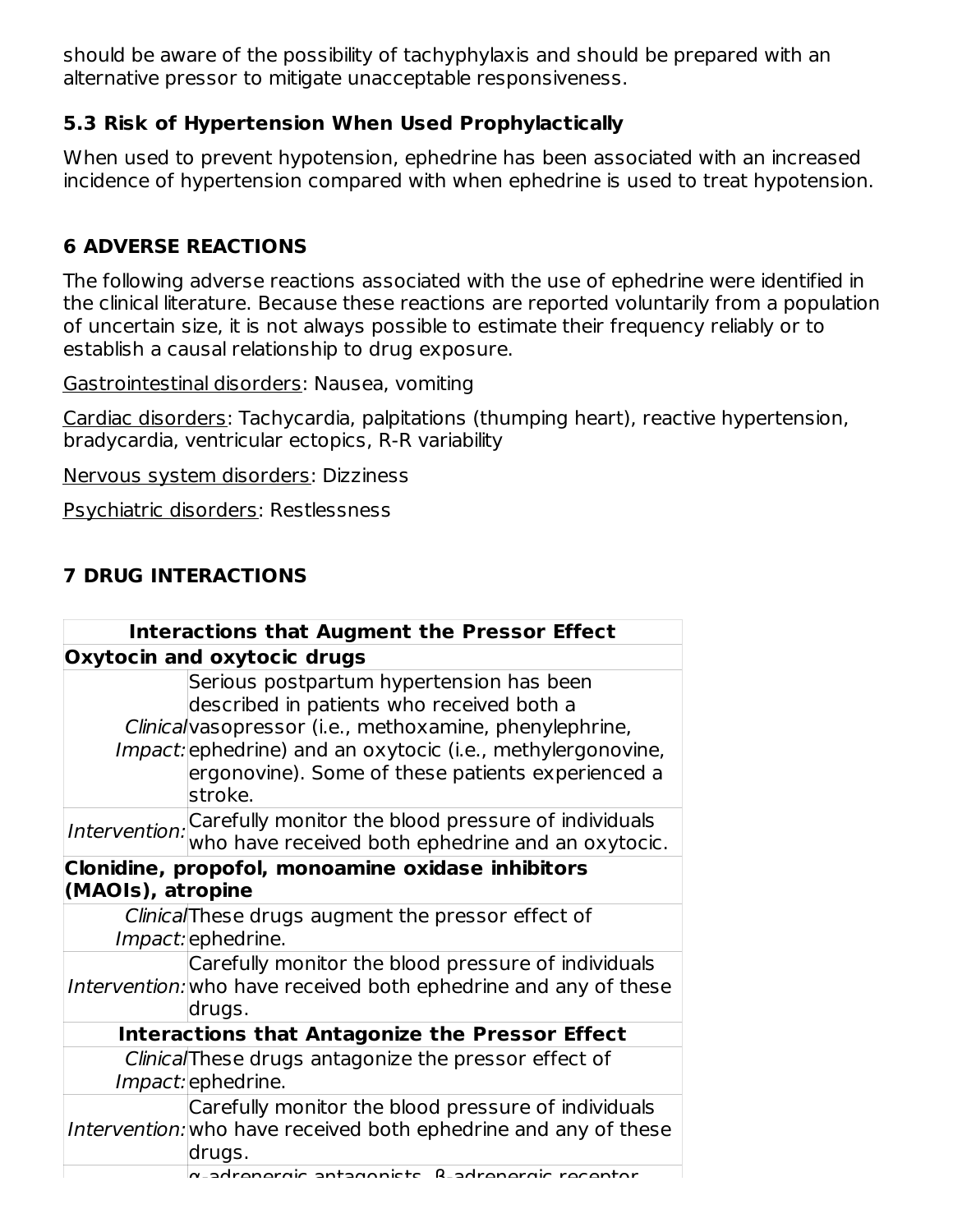should be aware of the possibility of tachyphylaxis and should be prepared with an alternative pressor to mitigate unacceptable responsiveness.

### 5.3 Risk of Hypertension When Used Prophylactically

When used to prevent hypotension, ephedrine has been associated with an increased incidence of hypertension compared with when ephedrine is used to treat hypotension.

## 6 ADVERSE REACTIONS

The following adverse reactions associated with the use of ephedrine were identified in the clinical literature. Because these reactions are reported voluntarily from a population of uncertain size, it is not always possible to estimate their frequency reliably or to establish a causal relationship to drug exposure.

Gastrointestinal disorders: Nausea, vomiting

Cardiac disorders: Tachycardia, palpitations (thumping heart), reactive hypertension, bradycardia, ventricular ectopics, R-R variability

Nervous system disorders: Dizziness

Psychiatric disorders: Restlessness

## 7 DRUG INTERACTIONS

| **Interactions that Augment the Pressor Effect** | |
|---|---|
| **Oxytocin and oxytocic drugs** | |
| *Clinical Impact:* | Serious postpartum hypertension has been described in patients who received both a vasopressor (i.e., methoxamine, phenylephrine, ephedrine) and an oxytocic (i.e., methylergonovine, ergonovine). Some of these patients experienced a stroke. |
| *Intervention:* | Carefully monitor the blood pressure of individuals who have received both ephedrine and an oxytocic. |
| **Clonidine, propofol, monoamine oxidase inhibitors (MAOIs), atropine** | |
| *Clinical Impact:* | These drugs augment the pressor effect of ephedrine. |
| *Intervention:* | Carefully monitor the blood pressure of individuals who have received both ephedrine and any of these drugs. |
| **Interactions that Antagonize the Pressor Effect** | |
| *Clinical Impact:* | These drugs antagonize the pressor effect of ephedrine. |
| *Intervention:* | Carefully monitor the blood pressure of individuals who have received both ephedrine and any of these drugs. |
| | α-adrenergic antagonists, β-adrenergic receptor |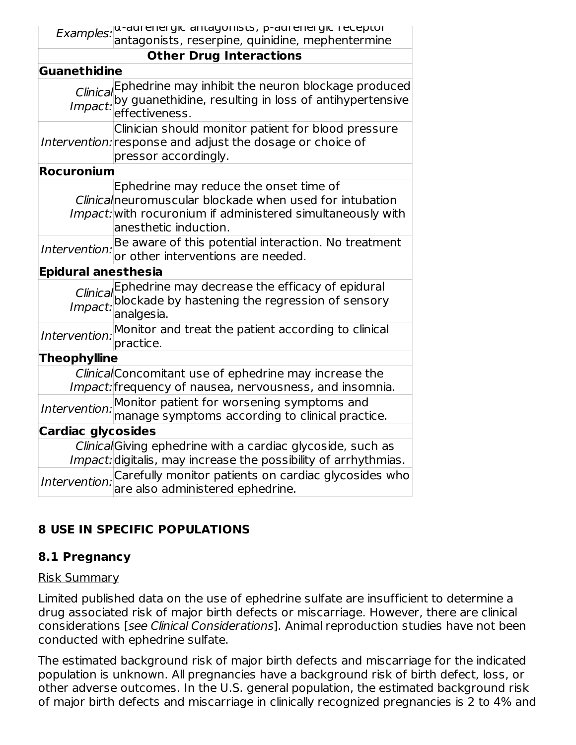| | |
|---|---|
| *Examples:* | α-adrenergic antagonists, β-adrenergic receptor antagonists, reserpine, quinidine, mephentermine |
| **Other Drug Interactions** | |
| **Guanethidine** | |
| *Clinical Impact:* | Ephedrine may inhibit the neuron blockage produced by guanethidine, resulting in loss of antihypertensive effectiveness. |
| *Intervention:* | Clinician should monitor patient for blood pressure response and adjust the dosage or choice of pressor accordingly. |
| **Rocuronium** | |
| *Clinical Impact:* | Ephedrine may reduce the onset time of neuromuscular blockade when used for intubation with rocuronium if administered simultaneously with anesthetic induction. |
| *Intervention:* | Be aware of this potential interaction. No treatment or other interventions are needed. |
| **Epidural anesthesia** | |
| *Clinical Impact:* | Ephedrine may decrease the efficacy of epidural blockade by hastening the regression of sensory analgesia. |
| *Intervention:* | Monitor and treat the patient according to clinical practice. |
| **Theophylline** | |
| *Clinical Impact:* | Concomitant use of ephedrine may increase the frequency of nausea, nervousness, and insomnia. |
| *Intervention:* | Monitor patient for worsening symptoms and manage symptoms according to clinical practice. |
| **Cardiac glycosides** | |
| *Clinical Impact:* | Giving ephedrine with a cardiac glycoside, such as digitalis, may increase the possibility of arrhythmias. |
| *Intervention:* | Carefully monitor patients on cardiac glycosides who are also administered ephedrine. |

## 8 USE IN SPECIFIC POPULATIONS

### 8.1 Pregnancy

Risk Summary

Limited published data on the use of ephedrine sulfate are insufficient to determine a drug associated risk of major birth defects or miscarriage. However, there are clinical considerations [*see Clinical Considerations*]. Animal reproduction studies have not been conducted with ephedrine sulfate.

The estimated background risk of major birth defects and miscarriage for the indicated population is unknown. All pregnancies have a background risk of birth defect, loss, or other adverse outcomes. In the U.S. general population, the estimated background risk of major birth defects and miscarriage in clinically recognized pregnancies is 2 to 4% and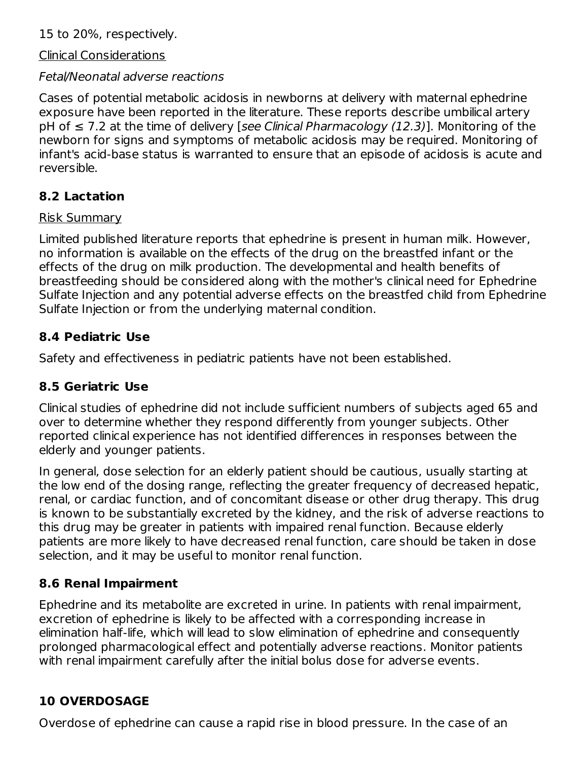15 to 20%, respectively.

Clinical Considerations

*Fetal/Neonatal adverse reactions*

Cases of potential metabolic acidosis in newborns at delivery with maternal ephedrine exposure have been reported in the literature. These reports describe umbilical artery pH of ≤ 7.2 at the time of delivery [*see Clinical Pharmacology (12.3)*]. Monitoring of the newborn for signs and symptoms of metabolic acidosis may be required. Monitoring of infant's acid-base status is warranted to ensure that an episode of acidosis is acute and reversible.

### 8.2 Lactation

Risk Summary

Limited published literature reports that ephedrine is present in human milk. However, no information is available on the effects of the drug on the breastfed infant or the effects of the drug on milk production. The developmental and health benefits of breastfeeding should be considered along with the mother's clinical need for Ephedrine Sulfate Injection and any potential adverse effects on the breastfed child from Ephedrine Sulfate Injection or from the underlying maternal condition.

### 8.4 Pediatric Use

Safety and effectiveness in pediatric patients have not been established.

### 8.5 Geriatric Use

Clinical studies of ephedrine did not include sufficient numbers of subjects aged 65 and over to determine whether they respond differently from younger subjects. Other reported clinical experience has not identified differences in responses between the elderly and younger patients.

In general, dose selection for an elderly patient should be cautious, usually starting at the low end of the dosing range, reflecting the greater frequency of decreased hepatic, renal, or cardiac function, and of concomitant disease or other drug therapy. This drug is known to be substantially excreted by the kidney, and the risk of adverse reactions to this drug may be greater in patients with impaired renal function. Because elderly patients are more likely to have decreased renal function, care should be taken in dose selection, and it may be useful to monitor renal function.

### 8.6 Renal Impairment

Ephedrine and its metabolite are excreted in urine. In patients with renal impairment, excretion of ephedrine is likely to be affected with a corresponding increase in elimination half-life, which will lead to slow elimination of ephedrine and consequently prolonged pharmacological effect and potentially adverse reactions. Monitor patients with renal impairment carefully after the initial bolus dose for adverse events.

## 10 OVERDOSAGE

Overdose of ephedrine can cause a rapid rise in blood pressure. In the case of an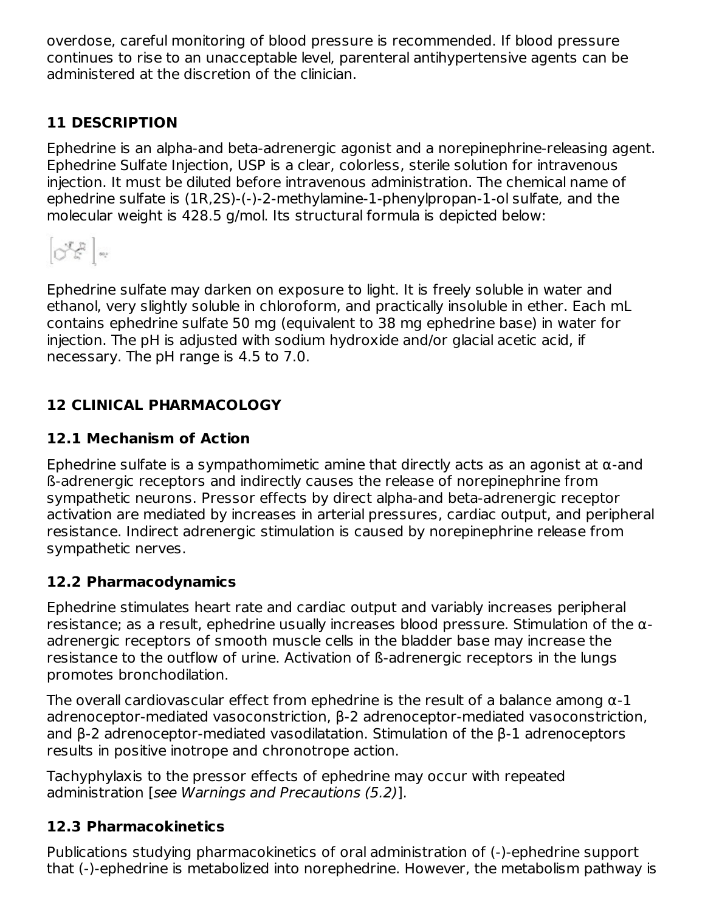overdose, careful monitoring of blood pressure is recommended. If blood pressure continues to rise to an unacceptable level, parenteral antihypertensive agents can be administered at the discretion of the clinician.

## 11 DESCRIPTION

Ephedrine is an alpha-and beta-adrenergic agonist and a norepinephrine-releasing agent. Ephedrine Sulfate Injection, USP is a clear, colorless, sterile solution for intravenous injection. It must be diluted before intravenous administration. The chemical name of ephedrine sulfate is (1R,2S)-(-)-2-methylamine-1-phenylpropan-1-ol sulfate, and the molecular weight is 428.5 g/mol. Its structural formula is depicted below:

Ephedrine sulfate may darken on exposure to light. It is freely soluble in water and ethanol, very slightly soluble in chloroform, and practically insoluble in ether. Each mL contains ephedrine sulfate 50 mg (equivalent to 38 mg ephedrine base) in water for injection. The pH is adjusted with sodium hydroxide and/or glacial acetic acid, if necessary. The pH range is 4.5 to 7.0.

## 12 CLINICAL PHARMACOLOGY

### 12.1 Mechanism of Action

Ephedrine sulfate is a sympathomimetic amine that directly acts as an agonist at α-and ß-adrenergic receptors and indirectly causes the release of norepinephrine from sympathetic neurons. Pressor effects by direct alpha-and beta-adrenergic receptor activation are mediated by increases in arterial pressures, cardiac output, and peripheral resistance. Indirect adrenergic stimulation is caused by norepinephrine release from sympathetic nerves.

### 12.2 Pharmacodynamics

Ephedrine stimulates heart rate and cardiac output and variably increases peripheral resistance; as a result, ephedrine usually increases blood pressure. Stimulation of the α-adrenergic receptors of smooth muscle cells in the bladder base may increase the resistance to the outflow of urine. Activation of ß-adrenergic receptors in the lungs promotes bronchodilation.

The overall cardiovascular effect from ephedrine is the result of a balance among α-1 adrenoceptor-mediated vasoconstriction, β-2 adrenoceptor-mediated vasoconstriction, and β-2 adrenoceptor-mediated vasodilatation. Stimulation of the β-1 adrenoceptors results in positive inotrope and chronotrope action.

Tachyphylaxis to the pressor effects of ephedrine may occur with repeated administration [*see Warnings and Precautions (5.2)*].

### 12.3 Pharmacokinetics

Publications studying pharmacokinetics of oral administration of (-)-ephedrine support that (-)-ephedrine is metabolized into norephedrine. However, the metabolism pathway is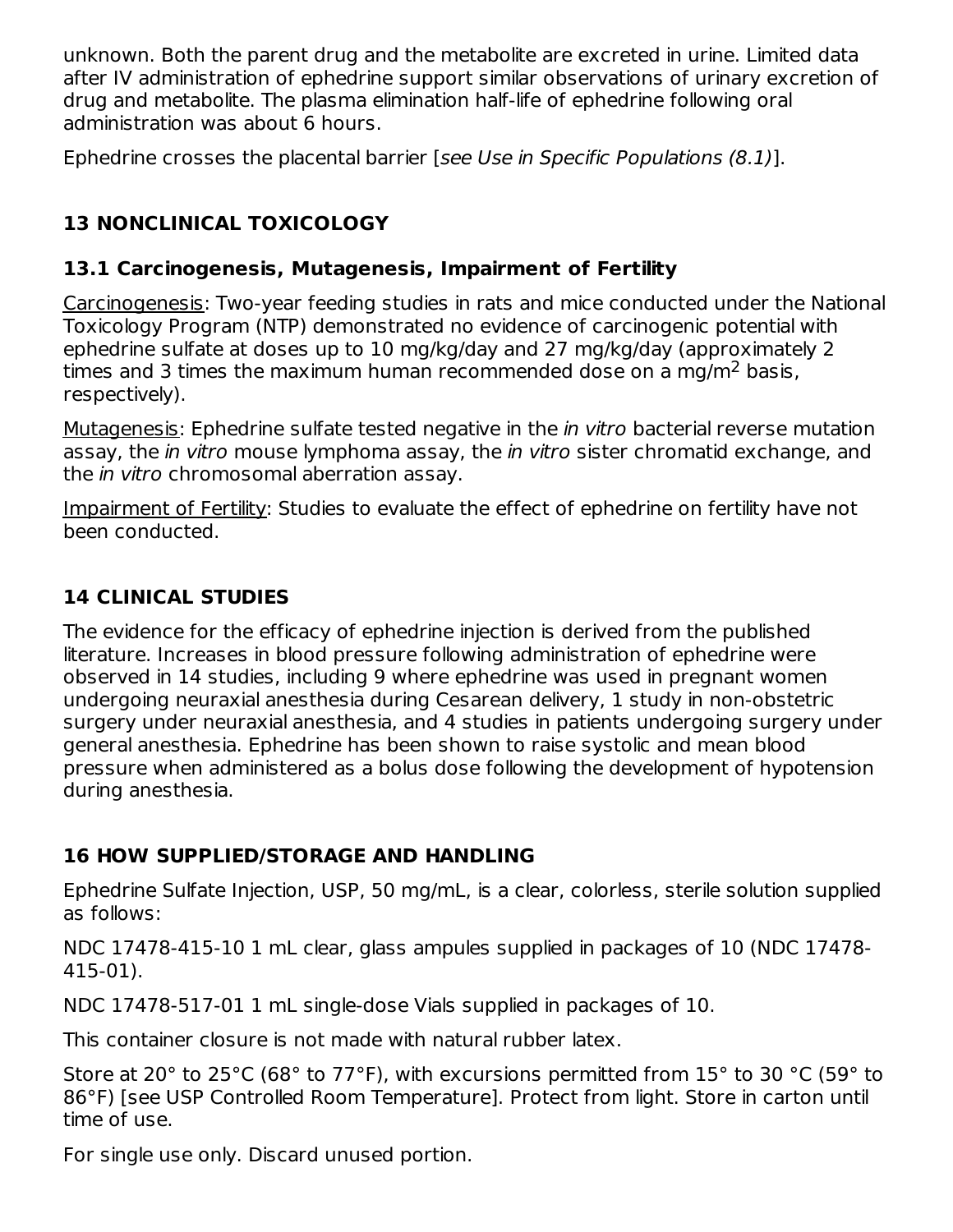unknown. Both the parent drug and the metabolite are excreted in urine. Limited data after IV administration of ephedrine support similar observations of urinary excretion of drug and metabolite. The plasma elimination half-life of ephedrine following oral administration was about 6 hours.

Ephedrine crosses the placental barrier [*see Use in Specific Populations (8.1)*].

## 13 NONCLINICAL TOXICOLOGY

### 13.1 Carcinogenesis, Mutagenesis, Impairment of Fertility

Carcinogenesis: Two-year feeding studies in rats and mice conducted under the National Toxicology Program (NTP) demonstrated no evidence of carcinogenic potential with ephedrine sulfate at doses up to 10 mg/kg/day and 27 mg/kg/day (approximately 2 times and 3 times the maximum human recommended dose on a mg/$m^2$ basis, respectively).

Mutagenesis: Ephedrine sulfate tested negative in the *in vitro* bacterial reverse mutation assay, the *in vitro* mouse lymphoma assay, the *in vitro* sister chromatid exchange, and the *in vitro* chromosomal aberration assay.

Impairment of Fertility: Studies to evaluate the effect of ephedrine on fertility have not been conducted.

## 14 CLINICAL STUDIES

The evidence for the efficacy of ephedrine injection is derived from the published literature. Increases in blood pressure following administration of ephedrine were observed in 14 studies, including 9 where ephedrine was used in pregnant women undergoing neuraxial anesthesia during Cesarean delivery, 1 study in non-obstetric surgery under neuraxial anesthesia, and 4 studies in patients undergoing surgery under general anesthesia. Ephedrine has been shown to raise systolic and mean blood pressure when administered as a bolus dose following the development of hypotension during anesthesia.

## 16 HOW SUPPLIED/STORAGE AND HANDLING

Ephedrine Sulfate Injection, USP, 50 mg/mL, is a clear, colorless, sterile solution supplied as follows:

NDC 17478-415-10 1 mL clear, glass ampules supplied in packages of 10 (NDC 17478-415-01).

NDC 17478-517-01 1 mL single-dose Vials supplied in packages of 10.

This container closure is not made with natural rubber latex.

Store at 20° to 25°C (68° to 77°F), with excursions permitted from 15° to 30 °C (59° to 86°F) [see USP Controlled Room Temperature]. Protect from light. Store in carton until time of use.

For single use only. Discard unused portion.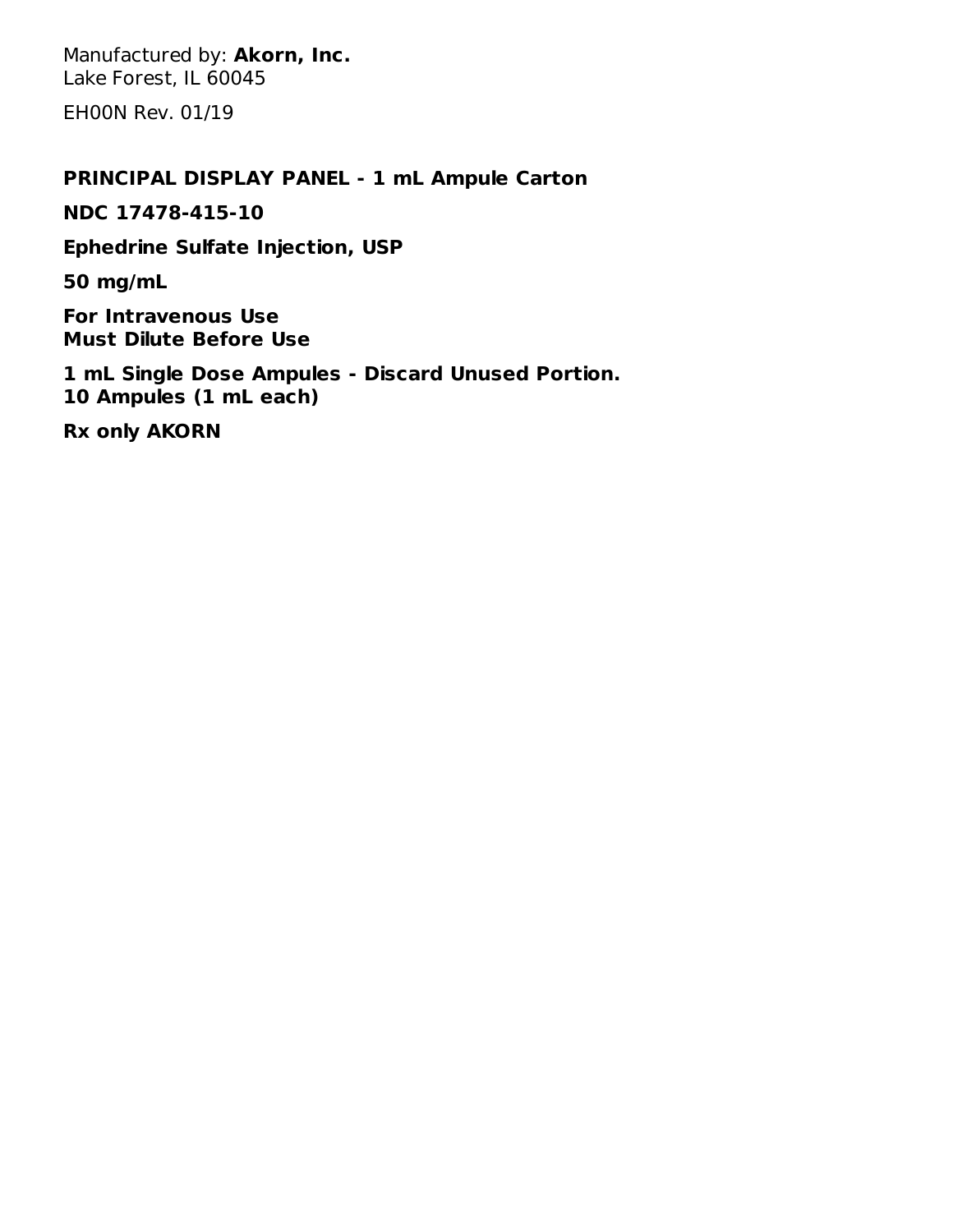Manufactured by: **Akorn, Inc.**
Lake Forest, IL 60045

EH00N Rev. 01/19

**PRINCIPAL DISPLAY PANEL - 1 mL Ampule Carton**

**NDC 17478-415-10**

**Ephedrine Sulfate Injection, USP**

**50 mg/mL**

**For Intravenous Use**
**Must Dilute Before Use**

**1 mL Single Dose Ampules - Discard Unused Portion.**
**10 Ampules (1 mL each)**

**Rx only AKORN**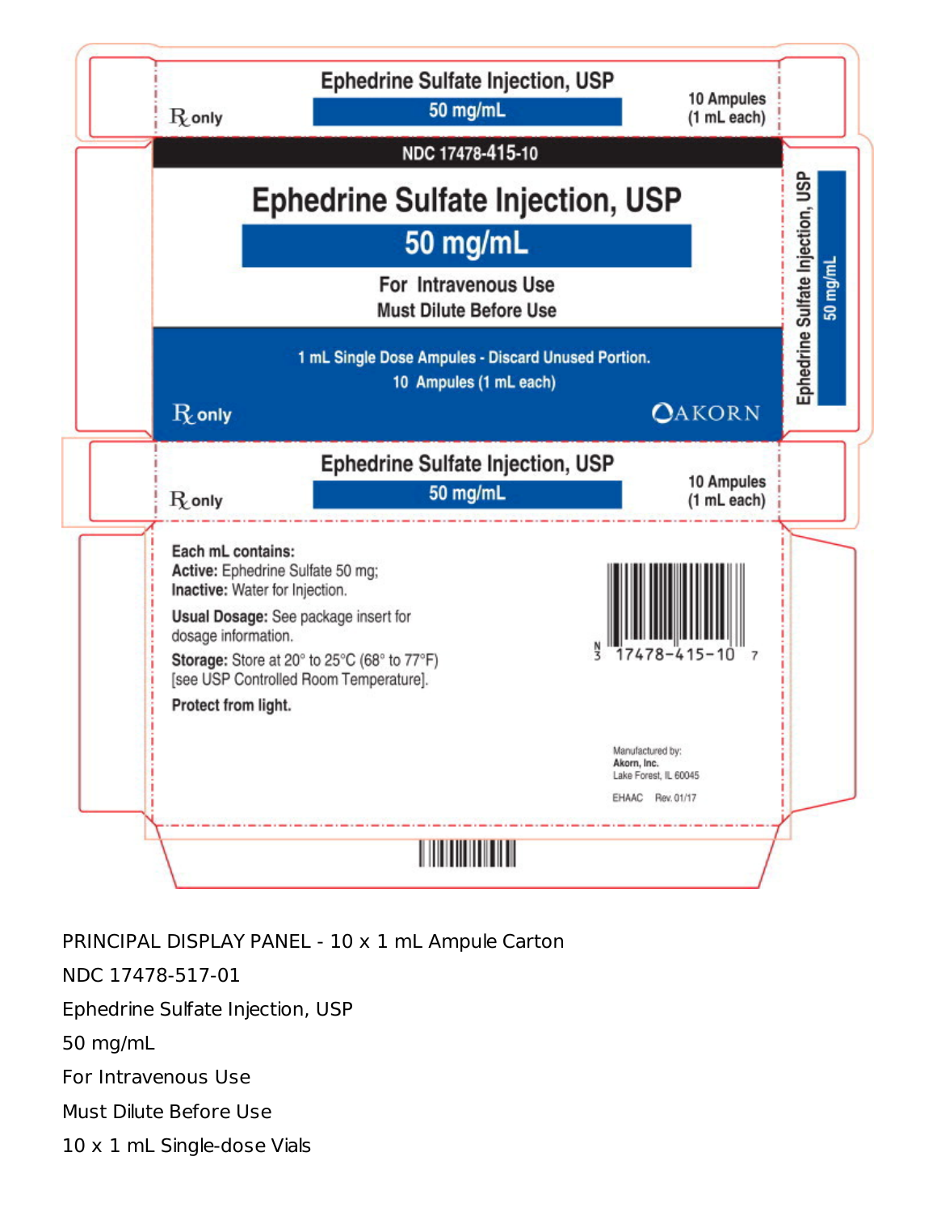Ephedrine Sulfate Injection, USP

50 mg/mL

℞ only

10 Ampules (1 mL each)

NDC 17478-415-10

# Ephedrine Sulfate Injection, USP

## 50 mg/mL

**For Intravenous Use**

**Must Dilute Before Use**

1 mL Single Dose Ampules - Discard Unused Portion.

10 Ampules (1 mL each)

℞ only

AKORN

Ephedrine Sulfate Injection, USP 50 mg/mL

Ephedrine Sulfate Injection, USP

50 mg/mL

℞ only

10 Ampules (1 mL each)

**Each mL contains:**
**Active:** Ephedrine Sulfate 50 mg;
**Inactive:** Water for Injection.

**Usual Dosage:** See package insert for dosage information.

**Storage:** Store at 20° to 25°C (68° to 77°F) [see USP Controlled Room Temperature].

**Protect from light.**

N 3 17478-415-10 7

Manufactured by:
**Akorn, Inc.**
Lake Forest, IL 60045

EHAAC Rev. 01/17

PRINCIPAL DISPLAY PANEL - 10 x 1 mL Ampule Carton

NDC 17478-517-01

Ephedrine Sulfate Injection, USP

50 mg/mL

For Intravenous Use

Must Dilute Before Use

10 x 1 mL Single-dose Vials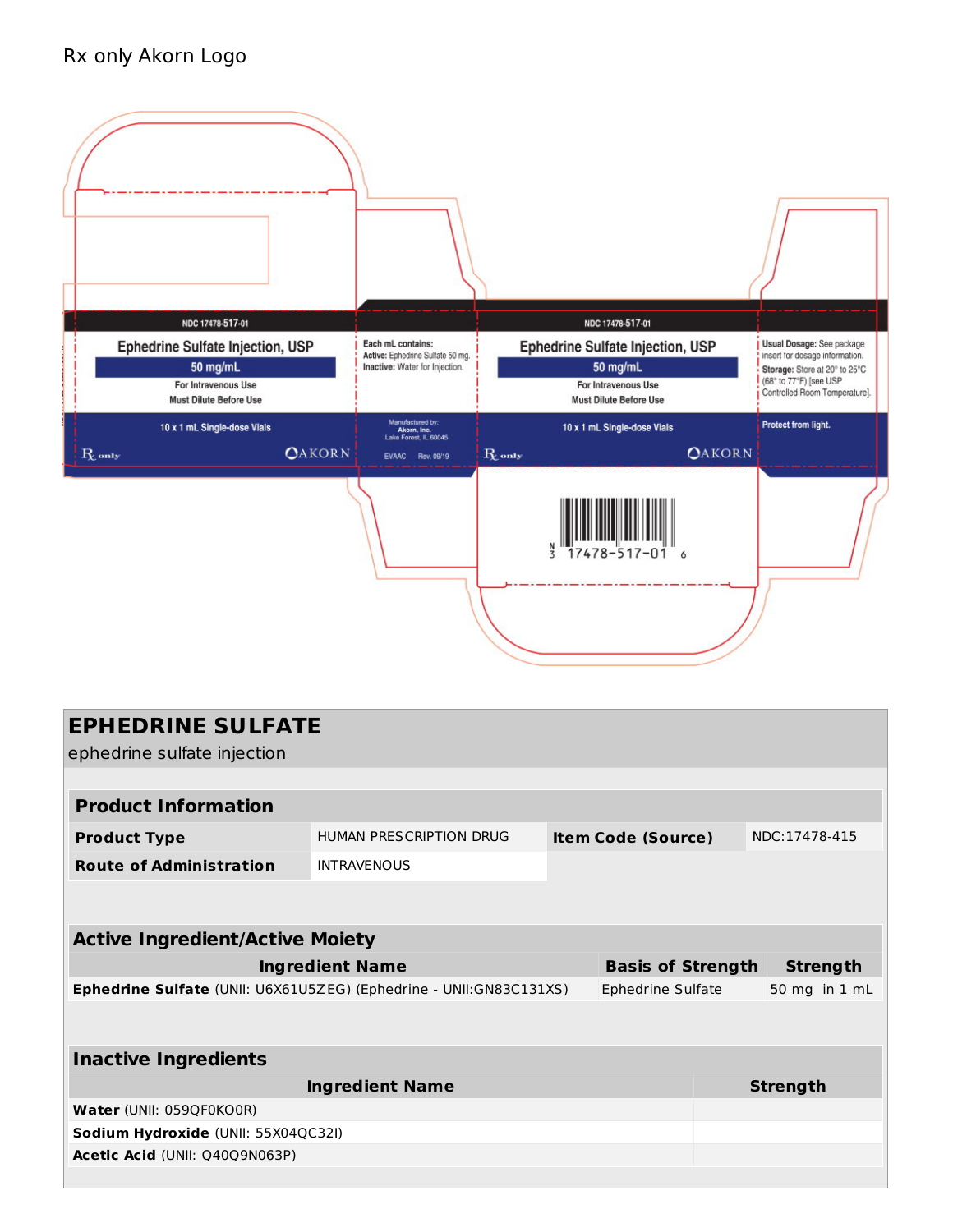Rx only Akorn Logo

NDC 17478-517-01

Ephedrine Sulfate Injection, USP

50 mg/mL

For Intravenous Use

Must Dilute Before Use

10 x 1 mL Single-dose Vials

Rx only

AKORN

Each mL contains:
Active: Ephedrine Sulfate 50 mg.
Inactive: Water for Injection.

Manufactured by:
Akorn, Inc.
Lake Forest, IL 60045

EVAAC Rev. 09/19

NDC 17478-517-01

Ephedrine Sulfate Injection, USP

50 mg/mL

For Intravenous Use

Must Dilute Before Use

10 x 1 mL Single-dose Vials

Rx only

AKORN

Usual Dosage: See package insert for dosage information.

Storage: Store at 20° to 25°C (68° to 77°F) [see USP Controlled Room Temperature].

Protect from light.

N 3 17478-517-01 6

# EPHEDRINE SULFATE

ephedrine sulfate injection

## Product Information

| | | | |
|---|---|---|---|
| **Product Type** | HUMAN PRESCRIPTION DRUG | **Item Code (Source)** | NDC:17478-415 |
| **Route of Administration** | INTRAVENOUS | | |

## Active Ingredient/Active Moiety

| Ingredient Name | Basis of Strength | Strength |
|---|---|---|
| **Ephedrine Sulfate** (UNII: U6X61U5ZEG) (Ephedrine - UNII:GN83C131XS) | Ephedrine Sulfate | 50 mg in 1 mL |

## Inactive Ingredients

| Ingredient Name | Strength |
|---|---|
| **Water** (UNII: 059QF0KO0R) | |
| **Sodium Hydroxide** (UNII: 55X04QC32I) | |
| **Acetic Acid** (UNII: Q40Q9N063P) | |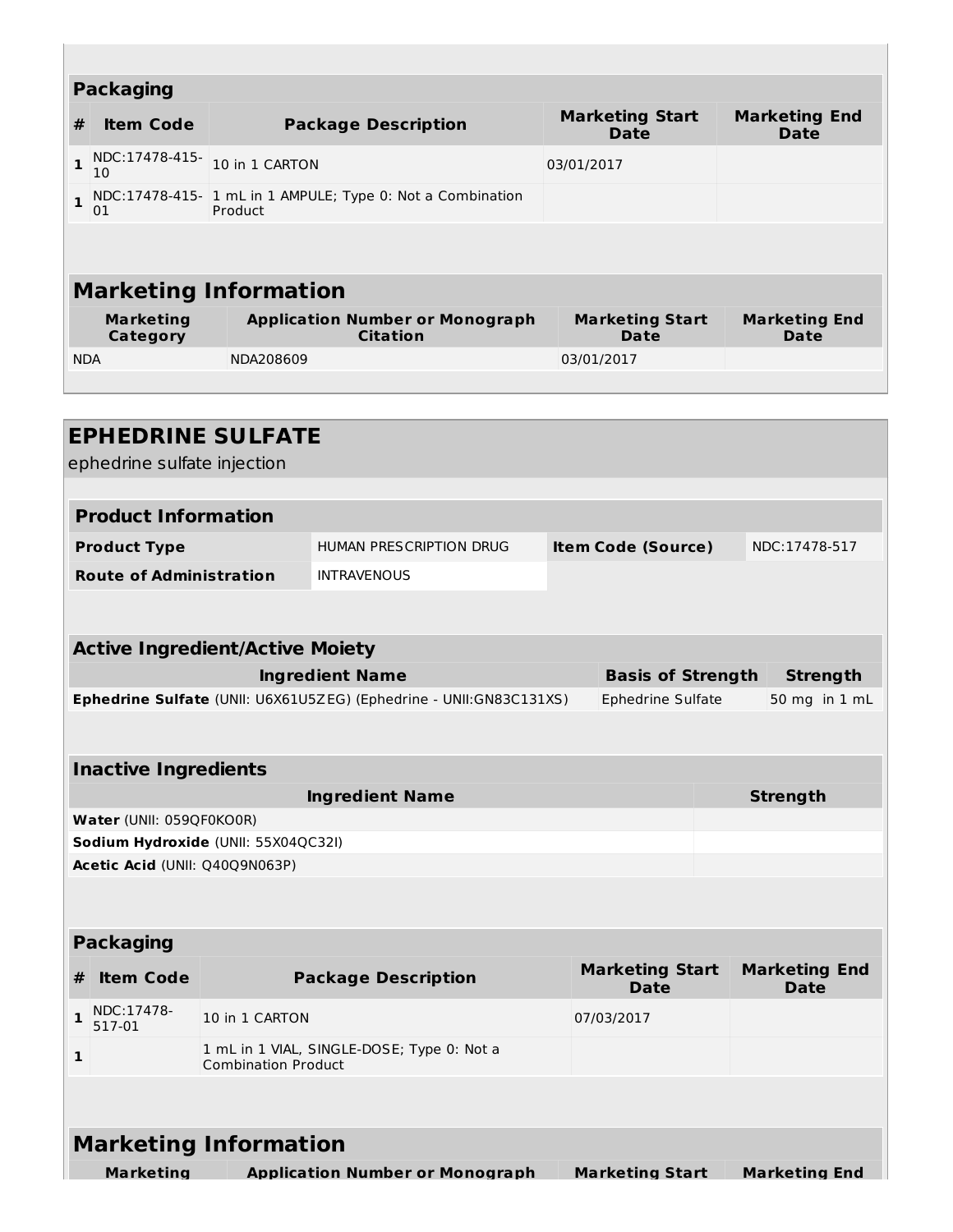| Packaging | | | | |
|---|---|---|---|---|
| # | Item Code | Package Description | Marketing Start Date | Marketing End Date |
| 1 | NDC:17478-415-10 | 10 in 1 CARTON | 03/01/2017 | |
| 1 | NDC:17478-415-01 | 1 mL in 1 AMPULE; Type 0: Not a Combination Product | | |

| Marketing Information | | | |
|---|---|---|---|
| Marketing Category | Application Number or Monograph Citation | Marketing Start Date | Marketing End Date |
| NDA | NDA208609 | 03/01/2017 | |

## EPHEDRINE SULFATE

ephedrine sulfate injection

| Product Information | | | |
|---|---|---|---|
| Product Type | HUMAN PRESCRIPTION DRUG | Item Code (Source) | NDC:17478-517 |
| Route of Administration | INTRAVENOUS | | |

| Active Ingredient/Active Moiety | | |
|---|---|---|
| Ingredient Name | Basis of Strength | Strength |
| **Ephedrine Sulfate** (UNII: U6X61U5ZEG) (Ephedrine - UNII:GN83C131XS) | Ephedrine Sulfate | 50 mg in 1 mL |

| Inactive Ingredients | |
|---|---|
| Ingredient Name | Strength |
| **Water** (UNII: 059QF0KO0R) | |
| **Sodium Hydroxide** (UNII: 55X04QC32I) | |
| **Acetic Acid** (UNII: Q40Q9N063P) | |

| Packaging | | | | |
|---|---|---|---|---|
| # | Item Code | Package Description | Marketing Start Date | Marketing End Date |
| 1 | NDC:17478-517-01 | 10 in 1 CARTON | 07/03/2017 | |
| 1 | | 1 mL in 1 VIAL, SINGLE-DOSE; Type 0: Not a Combination Product | | |

| Marketing Information | | | |
|---|---|---|---|
| Marketing | Application Number or Monograph | Marketing Start | Marketing End |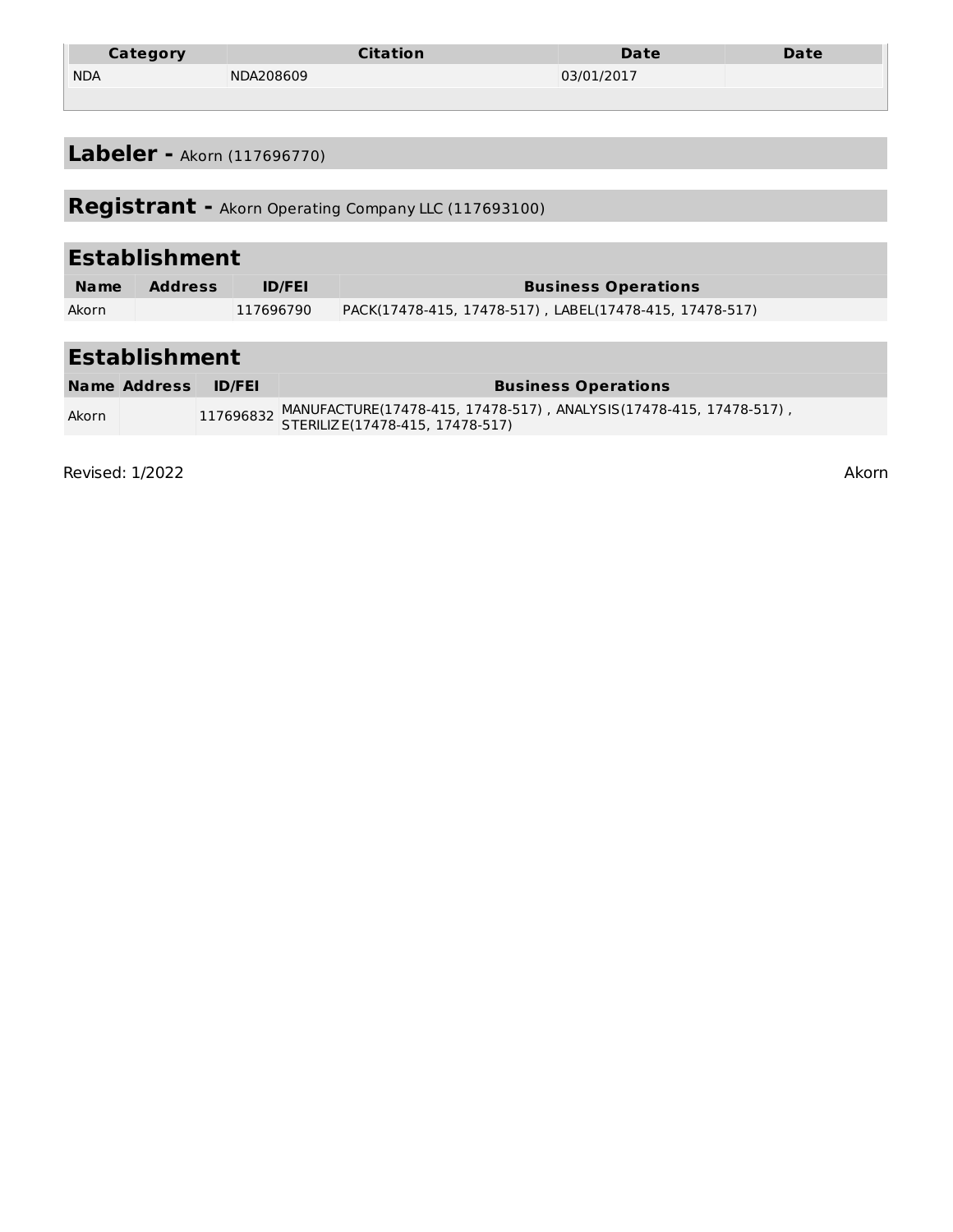| Category | Citation | Date | Date |
| --- | --- | --- | --- |
| NDA | NDA208609 | 03/01/2017 | |

## Labeler - Akorn (117696770)

## Registrant - Akorn Operating Company LLC (117693100)

## Establishment

| Name | Address | ID/FEI | Business Operations |
| --- | --- | --- | --- |
| Akorn | | 117696790 | PACK(17478-415, 17478-517) , LABEL(17478-415, 17478-517) |

## Establishment

| Name | Address | ID/FEI | Business Operations |
| --- | --- | --- | --- |
| Akorn | | 117696832 | MANUFACTURE(17478-415, 17478-517) , ANALYSIS(17478-415, 17478-517) , STERILIZE(17478-415, 17478-517) |

Revised: 1/2022

Akorn